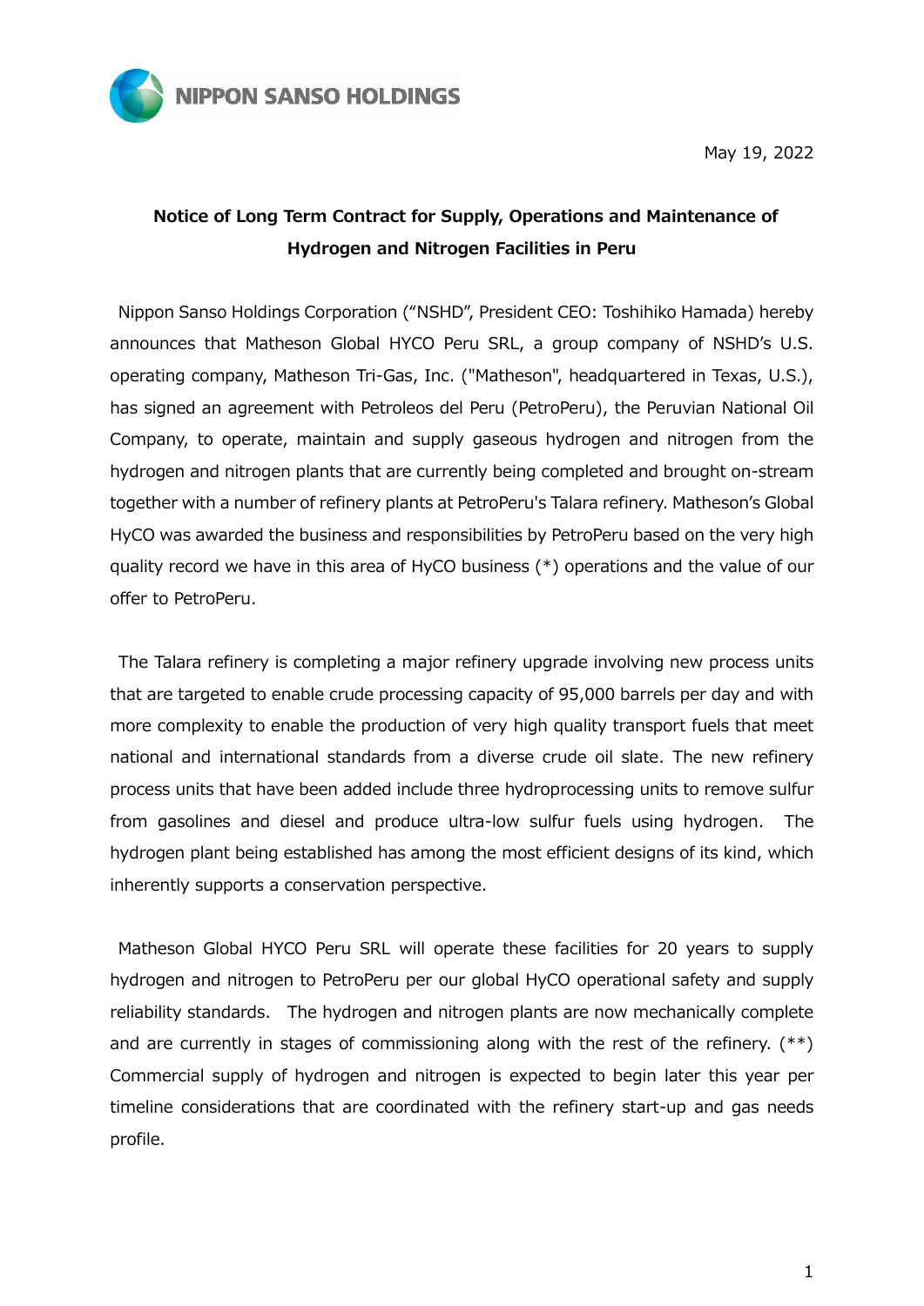NIPPON SANSO HOLDINGS

May 19, 2022

# Notice of Long Term Contract for Supply, Operations and Maintenance of Hydrogen and Nitrogen Facilities in Peru

Nippon Sanso Holdings Corporation (“NSHD”, President CEO: Toshihiko Hamada) hereby announces that Matheson Global HYCO Peru SRL, a group company of NSHD’s U.S. operating company, Matheson Tri-Gas, Inc. ("Matheson", headquartered in Texas, U.S.), has signed an agreement with Petroleos del Peru (PetroPeru), the Peruvian National Oil Company, to operate, maintain and supply gaseous hydrogen and nitrogen from the hydrogen and nitrogen plants that are currently being completed and brought on-stream together with a number of refinery plants at PetroPeru's Talara refinery. Matheson’s Global HyCO was awarded the business and responsibilities by PetroPeru based on the very high quality record we have in this area of HyCO business (*) operations and the value of our offer to PetroPeru.

The Talara refinery is completing a major refinery upgrade involving new process units that are targeted to enable crude processing capacity of 95,000 barrels per day and with more complexity to enable the production of very high quality transport fuels that meet national and international standards from a diverse crude oil slate. The new refinery process units that have been added include three hydroprocessing units to remove sulfur from gasolines and diesel and produce ultra-low sulfur fuels using hydrogen. The hydrogen plant being established has among the most efficient designs of its kind, which inherently supports a conservation perspective.

Matheson Global HYCO Peru SRL will operate these facilities for 20 years to supply hydrogen and nitrogen to PetroPeru per our global HyCO operational safety and supply reliability standards. The hydrogen and nitrogen plants are now mechanically complete and are currently in stages of commissioning along with the rest of the refinery. (**) Commercial supply of hydrogen and nitrogen is expected to begin later this year per timeline considerations that are coordinated with the refinery start-up and gas needs profile.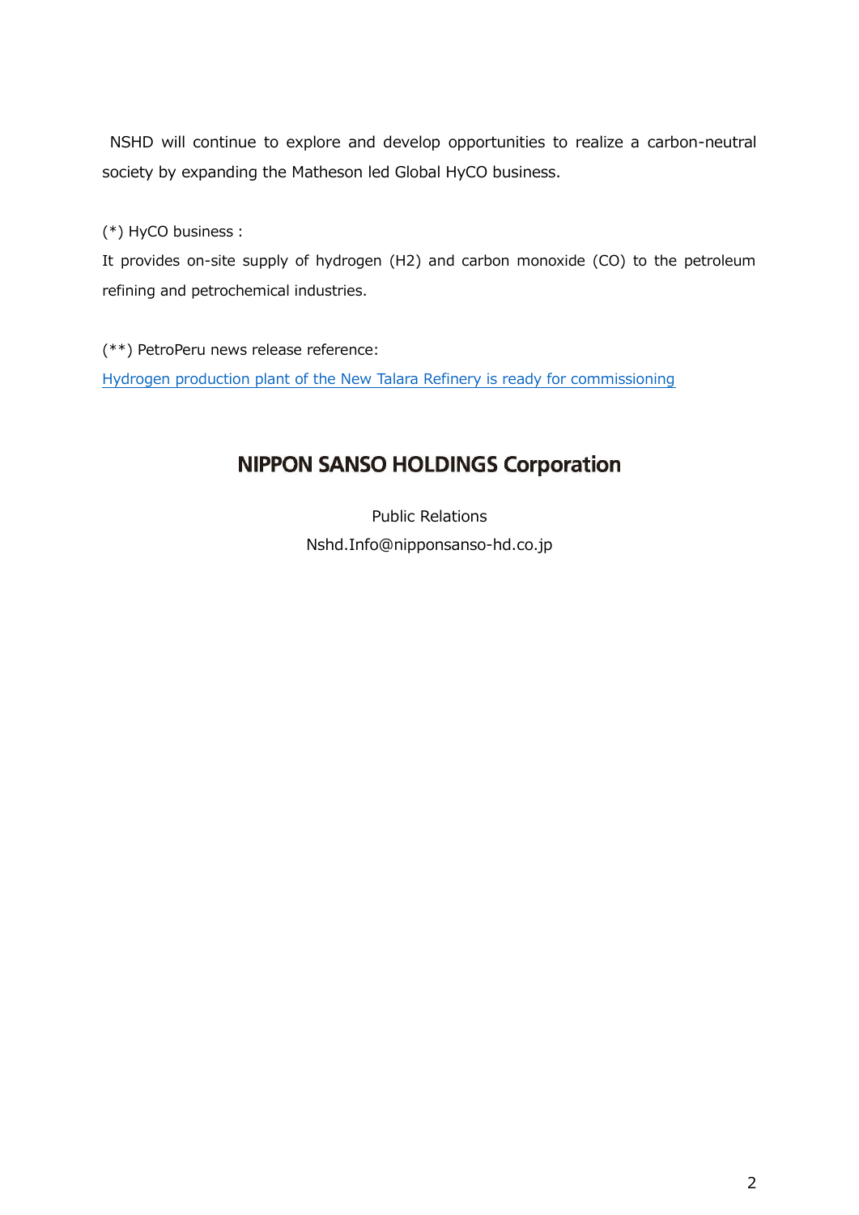NSHD will continue to explore and develop opportunities to realize a carbon-neutral society by expanding the Matheson led Global HyCO business.

(*) HyCO business :

It provides on-site supply of hydrogen ($H_2$) and carbon monoxide (CO) to the petroleum refining and petrochemical industries.

(**) PetroPeru news release reference:

Hydrogen production plant of the New Talara Refinery is ready for commissioning

## NIPPON SANSO HOLDINGS Corporation

Public Relations

Nshd.Info@nipponsanso-hd.co.jp